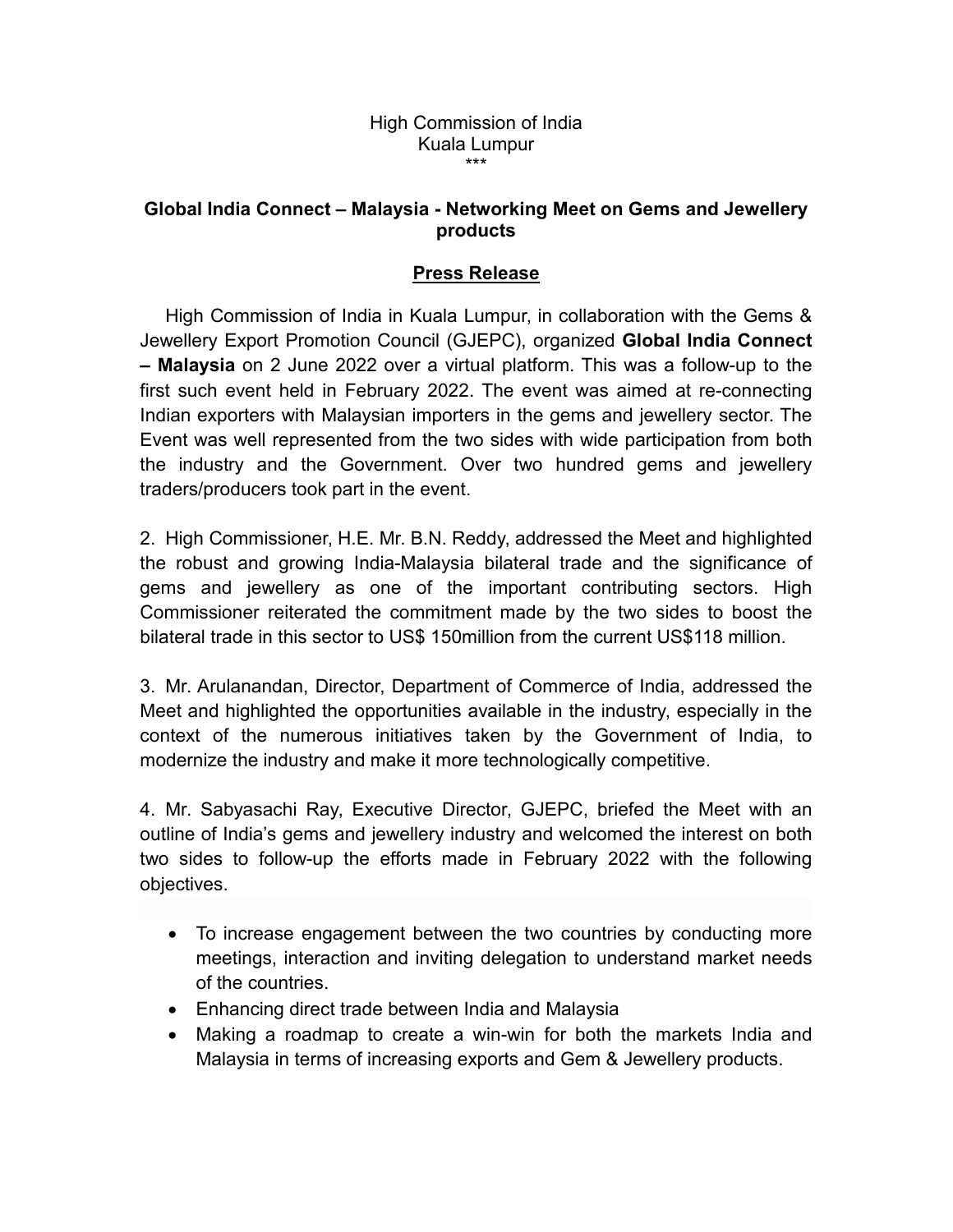High Commission of India
Kuala Lumpur
***

## Global India Connect – Malaysia - Networking Meet on Gems and Jewellery products

### Press Release

High Commission of India in Kuala Lumpur, in collaboration with the Gems & Jewellery Export Promotion Council (GJEPC), organized **Global India Connect – Malaysia** on 2 June 2022 over a virtual platform. This was a follow-up to the first such event held in February 2022. The event was aimed at re-connecting Indian exporters with Malaysian importers in the gems and jewellery sector. The Event was well represented from the two sides with wide participation from both the industry and the Government. Over two hundred gems and jewellery traders/producers took part in the event.

2. High Commissioner, H.E. Mr. B.N. Reddy, addressed the Meet and highlighted the robust and growing India-Malaysia bilateral trade and the significance of gems and jewellery as one of the important contributing sectors. High Commissioner reiterated the commitment made by the two sides to boost the bilateral trade in this sector to US$ 150million from the current US$118 million.

3. Mr. Arulanandan, Director, Department of Commerce of India, addressed the Meet and highlighted the opportunities available in the industry, especially in the context of the numerous initiatives taken by the Government of India, to modernize the industry and make it more technologically competitive.

4. Mr. Sabyasachi Ray, Executive Director, GJEPC, briefed the Meet with an outline of India's gems and jewellery industry and welcomed the interest on both two sides to follow-up the efforts made in February 2022 with the following objectives.

- To increase engagement between the two countries by conducting more meetings, interaction and inviting delegation to understand market needs of the countries.
- Enhancing direct trade between India and Malaysia
- Making a roadmap to create a win-win for both the markets India and Malaysia in terms of increasing exports and Gem & Jewellery products.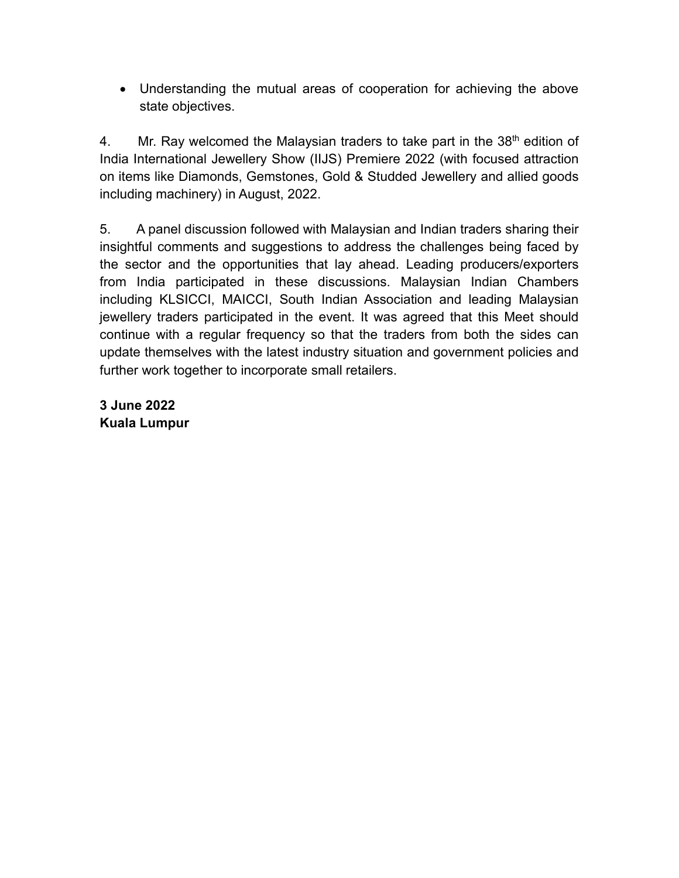- Understanding the mutual areas of cooperation for achieving the above state objectives.

4. Mr. Ray welcomed the Malaysian traders to take part in the 38th edition of India International Jewellery Show (IIJS) Premiere 2022 (with focused attraction on items like Diamonds, Gemstones, Gold & Studded Jewellery and allied goods including machinery) in August, 2022.

5. A panel discussion followed with Malaysian and Indian traders sharing their insightful comments and suggestions to address the challenges being faced by the sector and the opportunities that lay ahead. Leading producers/exporters from India participated in these discussions. Malaysian Indian Chambers including KLSICCI, MAICCI, South Indian Association and leading Malaysian jewellery traders participated in the event. It was agreed that this Meet should continue with a regular frequency so that the traders from both the sides can update themselves with the latest industry situation and government policies and further work together to incorporate small retailers.

**3 June 2022**
**Kuala Lumpur**